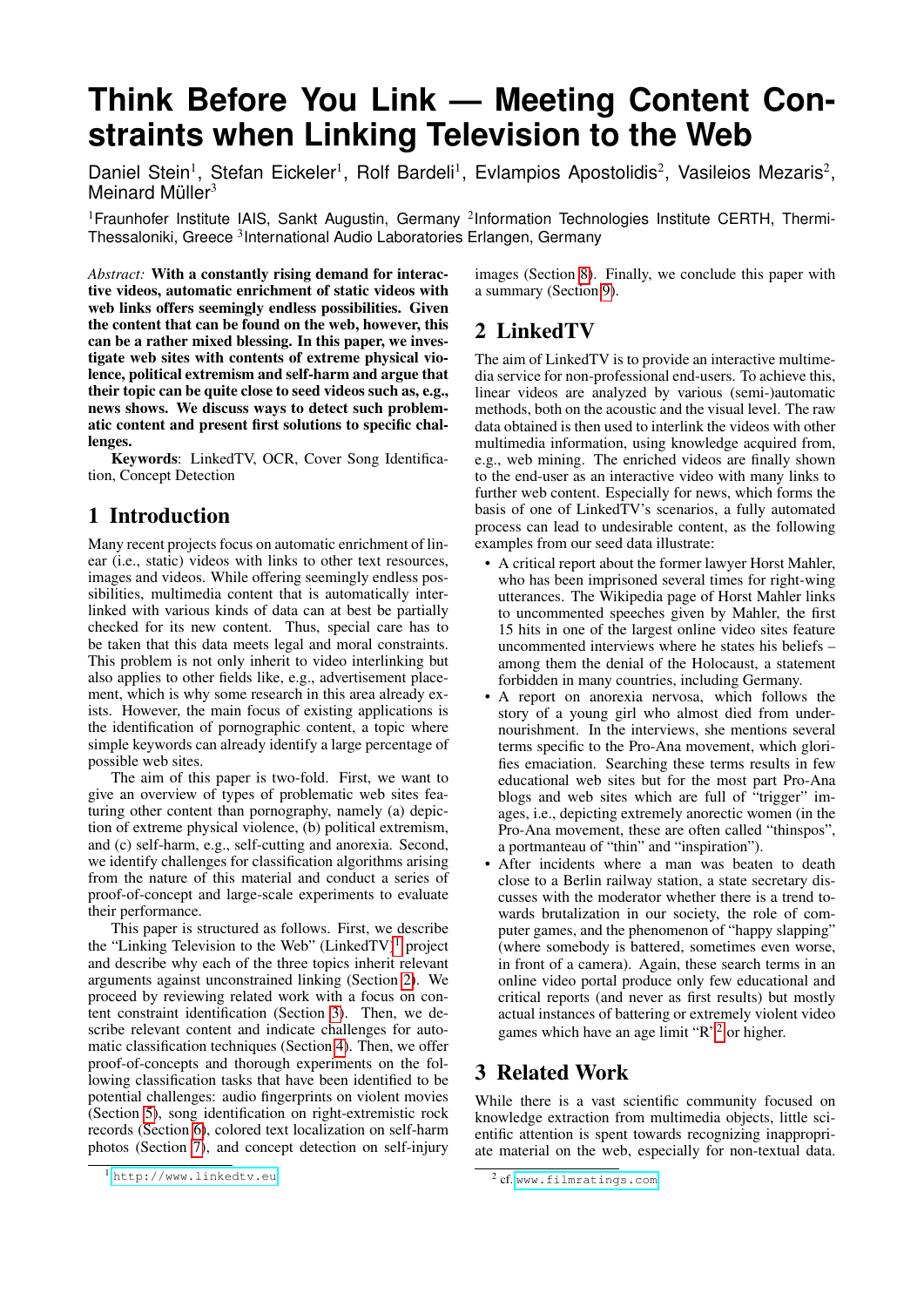# Think Before You Link — Meeting Content Constraints when Linking Television to the Web

Daniel Stein[1], Stefan Eickeler[1], Rolf Bardeli[1], Evlampios Apostolidis[2], Vasileios Mezaris[2], Meinard Müller[3]

[1]Fraunhofer Institute IAIS, Sankt Augustin, Germany [2]Information Technologies Institute CERTH, Thermi-Thessaloniki, Greece [3]International Audio Laboratories Erlangen, Germany

*Abstract:* **With a constantly rising demand for interactive videos, automatic enrichment of static videos with web links offers seemingly endless possibilities. Given the content that can be found on the web, however, this can be a rather mixed blessing. In this paper, we investigate web sites with contents of extreme physical violence, political extremism and self-harm and argue that their topic can be quite close to seed videos such as, e.g., news shows. We discuss ways to detect such problematic content and present first solutions to specific challenges.**

**Keywords**: LinkedTV, OCR, Cover Song Identification, Concept Detection

## 1 Introduction

Many recent projects focus on automatic enrichment of linear (i.e., static) videos with links to other text resources, images and videos. While offering seemingly endless possibilities, multimedia content that is automatically interlinked with various kinds of data can at best be partially checked for its new content. Thus, special care has to be taken that this data meets legal and moral constraints. This problem is not only inherit to video interlinking but also applies to other fields like, e.g., advertisement placement, which is why some research in this area already exists. However, the main focus of existing applications is the identification of pornographic content, a topic where simple keywords can already identify a large percentage of possible web sites.

The aim of this paper is two-fold. First, we want to give an overview of types of problematic web sites featuring other content than pornography, namely (a) depiction of extreme physical violence, (b) political extremism, and (c) self-harm, e.g., self-cutting and anorexia. Second, we identify challenges for classification algorithms arising from the nature of this material and conduct a series of proof-of-concept and large-scale experiments to evaluate their performance.

This paper is structured as follows. First, we describe the "Linking Television to the Web" (LinkedTV)[1] project and describe why each of the three topics inherit relevant arguments against unconstrained linking (Section 2). We proceed by reviewing related work with a focus on content constraint identification (Section 3). Then, we describe relevant content and indicate challenges for automatic classification techniques (Section 4). Then, we offer proof-of-concepts and thorough experiments on the following classification tasks that have been identified to be potential challenges: audio fingerprints on violent movies (Section 5), song identification on right-extremistic rock records (Section 6), colored text localization on self-harm photos (Section 7), and concept detection on self-injury images (Section 8). Finally, we conclude this paper with a summary (Section 9).

## 2 LinkedTV

The aim of LinkedTV is to provide an interactive multimedia service for non-professional end-users. To achieve this, linear videos are analyzed by various (semi-)automatic methods, both on the acoustic and the visual level. The raw data obtained is then used to interlink the videos with other multimedia information, using knowledge acquired from, e.g., web mining. The enriched videos are finally shown to the end-user as an interactive video with many links to further web content. Especially for news, which forms the basis of one of LinkedTV's scenarios, a fully automated process can lead to undesirable content, as the following examples from our seed data illustrate:

- A critical report about the former lawyer Horst Mahler, who has been imprisoned several times for right-wing utterances. The Wikipedia page of Horst Mahler links to uncommented speeches given by Mahler, the first 15 hits in one of the largest online video sites feature uncommented interviews where he states his beliefs – among them the denial of the Holocaust, a statement forbidden in many countries, including Germany.
- A report on anorexia nervosa, which follows the story of a young girl who almost died from undernourishment. In the interviews, she mentions several terms specific to the Pro-Ana movement, which glorifies emaciation. Searching these terms results in few educational web sites but for the most part Pro-Ana blogs and web sites which are full of "trigger" images, i.e., depicting extremely anorectic women (in the Pro-Ana movement, these are often called "thinspos", a portmanteau of "thin" and "inspiration").
- After incidents where a man was beaten to death close to a Berlin railway station, a state secretary discusses with the moderator whether there is a trend towards brutalization in our society, the role of computer games, and the phenomenon of "happy slapping" (where somebody is battered, sometimes even worse, in front of a camera). Again, these search terms in an online video portal produce only few educational and critical reports (and never as first results) but mostly actual instances of battering or extremely violent video games which have an age limit "R"[2] or higher.

## 3 Related Work

While there is a vast scientific community focused on knowledge extraction from multimedia objects, little scientific attention is spent towards recognizing inappropriate material on the web, especially for non-textual data.

[1] http://www.linkedtv.eu

[2] cf. www.filmratings.com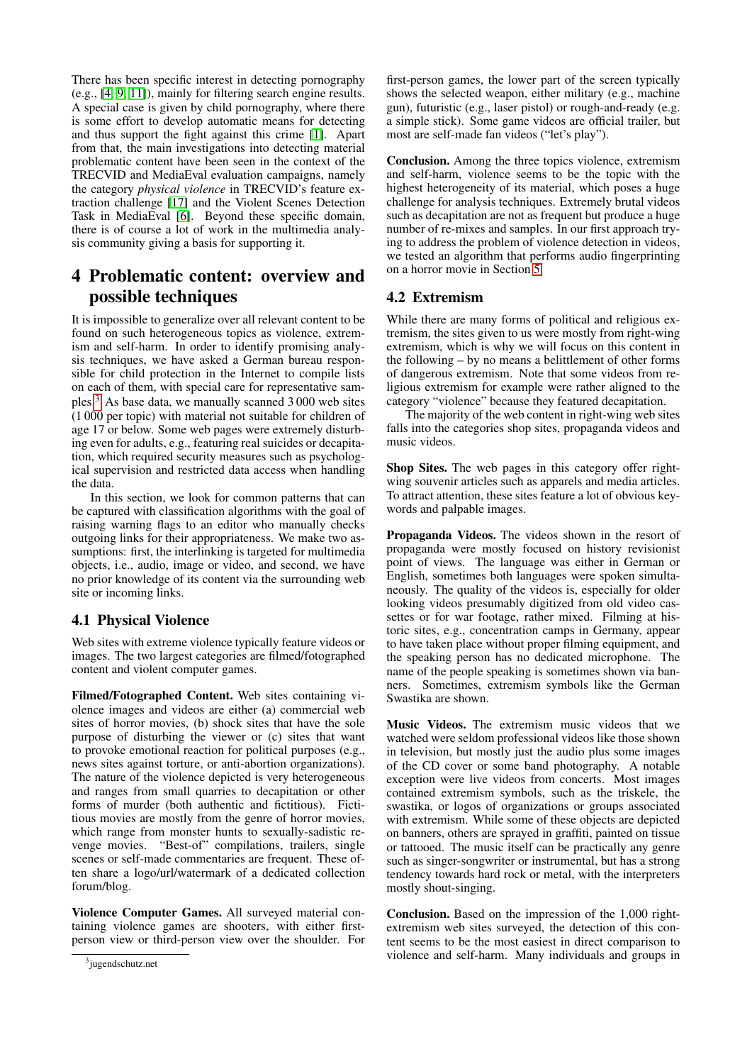There has been specific interest in detecting pornography (e.g., [4, 9, 11]), mainly for filtering search engine results. A special case is given by child pornography, where there is some effort to develop automatic means for detecting and thus support the fight against this crime [1]. Apart from that, the main investigations into detecting material problematic content have been seen in the context of the TRECVID and MediaEval evaluation campaigns, namely the category *physical violence* in TRECVID's feature extraction challenge [17] and the Violent Scenes Detection Task in MediaEval [6]. Beyond these specific domain, there is of course a lot of work in the multimedia analysis community giving a basis for supporting it.

# 4 Problematic content: overview and possible techniques

It is impossible to generalize over all relevant content to be found on such heterogeneous topics as violence, extremism and self-harm. In order to identify promising analysis techniques, we have asked a German bureau responsible for child protection in the Internet to compile lists on each of them, with special care for representative samples[3]. As base data, we manually scanned 3 000 web sites (1 000 per topic) with material not suitable for children of age 17 or below. Some web pages were extremely disturbing even for adults, e.g., featuring real suicides or decapitation, which required security measures such as psychological supervision and restricted data access when handling the data.

In this section, we look for common patterns that can be captured with classification algorithms with the goal of raising warning flags to an editor who manually checks outgoing links for their appropriateness. We make two assumptions: first, the interlinking is targeted for multimedia objects, i.e., audio, image or video, and second, we have no prior knowledge of its content via the surrounding web site or incoming links.

## 4.1 Physical Violence

Web sites with extreme violence typically feature videos or images. The two largest categories are filmed/fotographed content and violent computer games.

**Filmed/Fotographed Content.** Web sites containing violence images and videos are either (a) commercial web sites of horror movies, (b) shock sites that have the sole purpose of disturbing the viewer or (c) sites that want to provoke emotional reaction for political purposes (e.g., news sites against torture, or anti-abortion organizations). The nature of the violence depicted is very heterogeneous and ranges from small quarries to decapitation or other forms of murder (both authentic and fictitious). Fictitious movies are mostly from the genre of horror movies, which range from monster hunts to sexually-sadistic revenge movies. "Best-of" compilations, trailers, single scenes or self-made commentaries are frequent. These often share a logo/url/watermark of a dedicated collection forum/blog.

**Violence Computer Games.** All surveyed material containing violence games are shooters, with either first-person view or third-person view over the shoulder. For first-person games, the lower part of the screen typically shows the selected weapon, either military (e.g., machine gun), futuristic (e.g., laser pistol) or rough-and-ready (e.g. a simple stick). Some game videos are official trailer, but most are self-made fan videos ("let's play").

**Conclusion.** Among the three topics violence, extremism and self-harm, violence seems to be the topic with the highest heterogeneity of its material, which poses a huge challenge for analysis techniques. Extremely brutal videos such as decapitation are not as frequent but produce a huge number of re-mixes and samples. In our first approach trying to address the problem of violence detection in videos, we tested an algorithm that performs audio fingerprinting on a horror movie in Section 5.

## 4.2 Extremism

While there are many forms of political and religious extremism, the sites given to us were mostly from right-wing extremism, which is why we will focus on this content in the following – by no means a belittlement of other forms of dangerous extremism. Note that some videos from religious extremism for example were rather aligned to the category "violence" because they featured decapitation.

The majority of the web content in right-wing web sites falls into the categories shop sites, propaganda videos and music videos.

**Shop Sites.** The web pages in this category offer right-wing souvenir articles such as apparels and media articles. To attract attention, these sites feature a lot of obvious keywords and palpable images.

**Propaganda Videos.** The videos shown in the resort of propaganda were mostly focused on history revisionist point of views. The language was either in German or English, sometimes both languages were spoken simultaneously. The quality of the videos is, especially for older looking videos presumably digitized from old video cassettes or for war footage, rather mixed. Filming at historic sites, e.g., concentration camps in Germany, appear to have taken place without proper filming equipment, and the speaking person has no dedicated microphone. The name of the people speaking is sometimes shown via banners. Sometimes, extremism symbols like the German Swastika are shown.

**Music Videos.** The extremism music videos that we watched were seldom professional videos like those shown in television, but mostly just the audio plus some images of the CD cover or some band photography. A notable exception were live videos from concerts. Most images contained extremism symbols, such as the triskele, the swastika, or logos of organizations or groups associated with extremism. While some of these objects are depicted on banners, others are sprayed in graffiti, painted on tissue or tattooed. The music itself can be practically any genre such as singer-songwriter or instrumental, but has a strong tendency towards hard rock or metal, with the interpreters mostly shout-singing.

**Conclusion.** Based on the impression of the 1,000 right-extremism web sites surveyed, the detection of this content seems to be the most easiest in direct comparison to violence and self-harm. Many individuals and groups in

[3] jugendschutz.net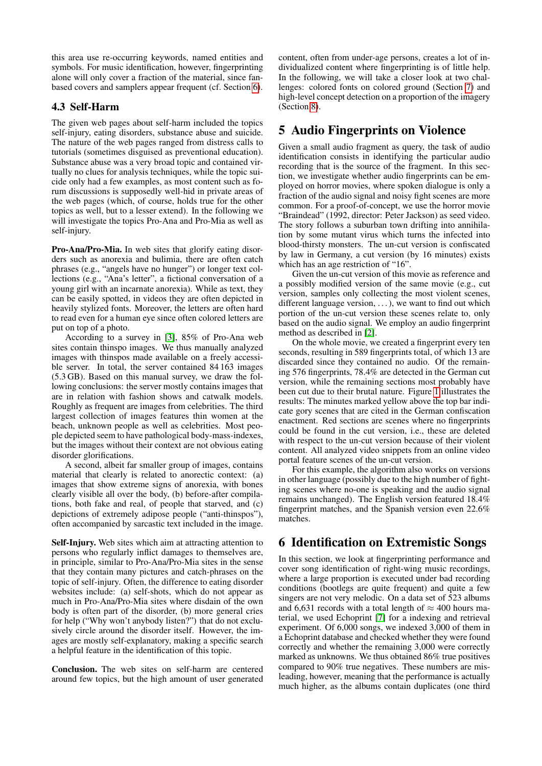this area use re-occurring keywords, named entities and symbols. For music identification, however, fingerprinting alone will only cover a fraction of the material, since fan-based covers and samplers appear frequent (cf. Section 6).

### 4.3 Self-Harm

The given web pages about self-harm included the topics self-injury, eating disorders, substance abuse and suicide. The nature of the web pages ranged from distress calls to tutorials (sometimes disguised as preventional education). Substance abuse was a very broad topic and contained virtually no clues for analysis techniques, while the topic suicide only had a few examples, as most content such as forum discussions is supposedly well-hid in private areas of the web pages (which, of course, holds true for the other topics as well, but to a lesser extend). In the following we will investigate the topics Pro-Ana and Pro-Mia as well as self-injury.

**Pro-Ana/Pro-Mia.** In web sites that glorify eating disorders such as anorexia and bulimia, there are often catch phrases (e.g., "angels have no hunger") or longer text collections (e.g., "Ana's letter", a fictional conversation of a young girl with an incarnate anorexia). While as text, they can be easily spotted, in videos they are often depicted in heavily stylized fonts. Moreover, the letters are often hard to read even for a human eye since often colored letters are put on top of a photo.

According to a survey in [3], 85% of Pro-Ana web sites contain thinspo images. We thus manually analyzed images with thinspos made available on a freely accessible server. In total, the server contained 84 163 images (5.3 GB). Based on this manual survey, we draw the following conclusions: the server mostly contains images that are in relation with fashion shows and catwalk models. Roughly as frequent are images from celebrities. The third largest collection of images features thin women at the beach, unknown people as well as celebrities. Most people depicted seem to have pathological body-mass-indexes, but the images without their context are not obvious eating disorder glorifications.

A second, albeit far smaller group of images, contains material that clearly is related to anorectic context: (a) images that show extreme signs of anorexia, with bones clearly visible all over the body, (b) before-after compilations, both fake and real, of people that starved, and (c) depictions of extremely adipose people ("anti-thinspos"), often accompanied by sarcastic text included in the image.

**Self-Injury.** Web sites which aim at attracting attention to persons who regularly inflict damages to themselves are, in principle, similar to Pro-Ana/Pro-Mia sites in the sense that they contain many pictures and catch-phrases on the topic of self-injury. Often, the difference to eating disorder websites include: (a) self-shots, which do not appear as much in Pro-Ana/Pro-Mia sites where disdain of the own body is often part of the disorder, (b) more general cries for help ("Why won't anybody listen?") that do not exclusively circle around the disorder itself. However, the images are mostly self-explanatory, making a specific search a helpful feature in the identification of this topic.

**Conclusion.** The web sites on self-harm are centered around few topics, but the high amount of user generated content, often from under-age persons, creates a lot of individualized content where fingerprinting is of little help. In the following, we will take a closer look at two challenges: colored fonts on colored ground (Section 7) and high-level concept detection on a proportion of the imagery (Section 8).

## 5 Audio Fingerprints on Violence

Given a small audio fragment as query, the task of audio identification consists in identifying the particular audio recording that is the source of the fragment. In this section, we investigate whether audio fingerprints can be employed on horror movies, where spoken dialogue is only a fraction of the audio signal and noisy fight scenes are more common. For a proof-of-concept, we use the horror movie "Braindead" (1992, director: Peter Jackson) as seed video. The story follows a suburban town drifting into annihilation by some mutant virus which turns the infected into blood-thirsty monsters. The un-cut version is confiscated by law in Germany, a cut version (by 16 minutes) exists which has an age restriction of "16".

Given the un-cut version of this movie as reference and a possibly modified version of the same movie (e.g., cut version, samples only collecting the most violent scenes, different language version, ...), we want to find out which portion of the un-cut version these scenes relate to, only based on the audio signal. We employ an audio fingerprint method as described in [2].

On the whole movie, we created a fingerprint every ten seconds, resulting in 589 fingerprints total, of which 13 are discarded since they contained no audio. Of the remaining 576 fingerprints, 78.4% are detected in the German cut version, while the remaining sections most probably have been cut due to their brutal nature. Figure 1 illustrates the results: The minutes marked yellow above the top bar indicate gory scenes that are cited in the German confiscation enactment. Red sections are scenes where no fingerprints could be found in the cut version, i.e., these are deleted with respect to the un-cut version because of their violent content. All analyzed video snippets from an online video portal feature scenes of the un-cut version.

For this example, the algorithm also works on versions in other language (possibly due to the high number of fighting scenes where no-one is speaking and the audio signal remains unchanged). The English version featured 18.4% fingerprint matches, and the Spanish version even 22.6% matches.

## 6 Identification on Extremistic Songs

In this section, we look at fingerprinting performance and cover song identification of right-wing music recordings, where a large proportion is executed under bad recording conditions (bootlegs are quite frequent) and quite a few singers are not very melodic. On a data set of 523 albums and 6,631 records with a total length of $\approx$ 400 hours material, we used Echoprint [7] for a indexing and retrieval experiment. Of 6,000 songs, we indexed 3,000 of them in a Echoprint database and checked whether they were found correctly and whether the remaining 3,000 were correctly marked as unknowns. We thus obtained 86% true positives compared to 90% true negatives. These numbers are misleading, however, meaning that the performance is actually much higher, as the albums contain duplicates (one third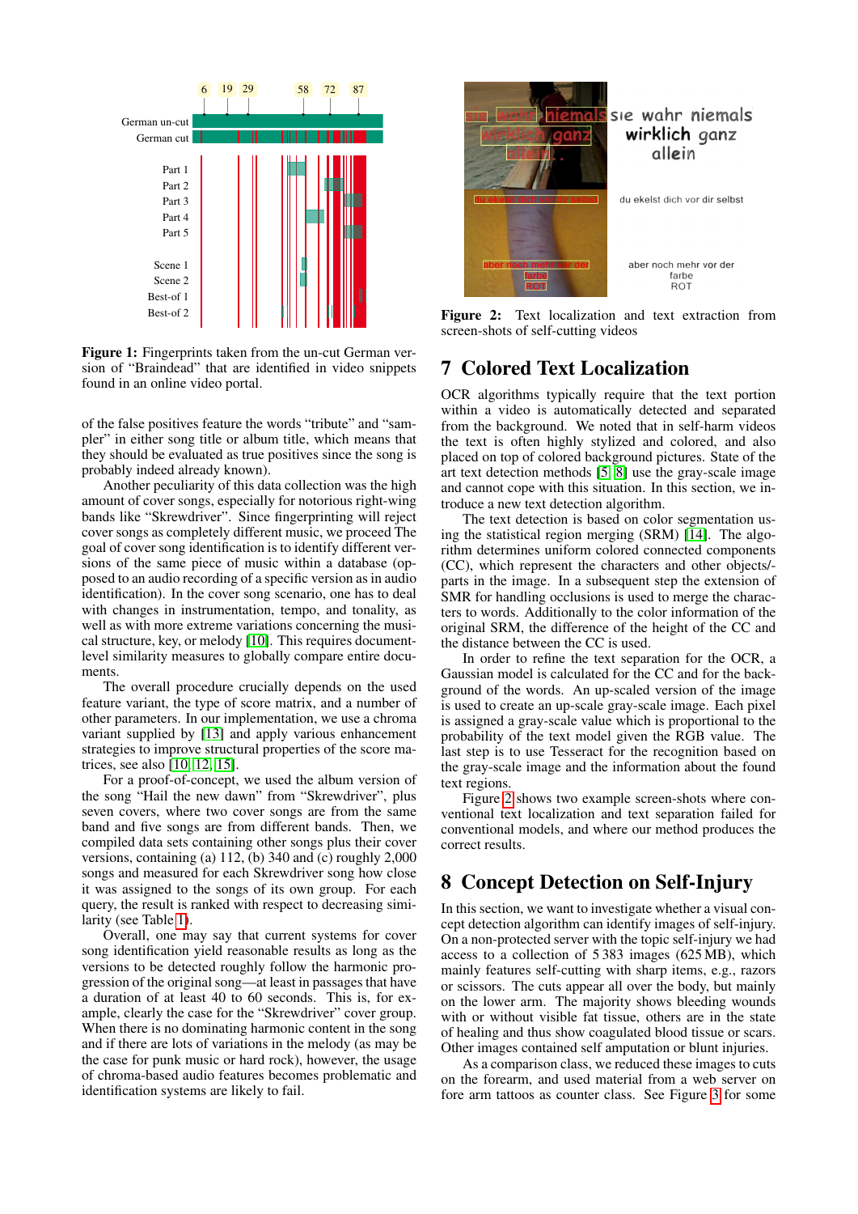**Figure 1:** Fingerprints taken from the un-cut German version of "Braindead" that are identified in video snippets found in an online video portal.

of the false positives feature the words "tribute" and "sampler" in either song title or album title, which means that they should be evaluated as true positives since the song is probably indeed already known).

Another peculiarity of this data collection was the high amount of cover songs, especially for notorious right-wing bands like "Skrewdriver". Since fingerprinting will reject cover songs as completely different music, we proceed The goal of cover song identification is to identify different versions of the same piece of music within a database (opposed to an audio recording of a specific version as in audio identification). In the cover song scenario, one has to deal with changes in instrumentation, tempo, and tonality, as well as with more extreme variations concerning the musical structure, key, or melody [10]. This requires document-level similarity measures to globally compare entire documents.

The overall procedure crucially depends on the used feature variant, the type of score matrix, and a number of other parameters. In our implementation, we use a chroma variant supplied by [13] and apply various enhancement strategies to improve structural properties of the score matrices, see also [10, 12, 15].

For a proof-of-concept, we used the album version of the song "Hail the new dawn" from "Skrewdriver", plus seven covers, where two cover songs are from the same band and five songs are from different bands. Then, we compiled data sets containing other songs plus their cover versions, containing (a) 112, (b) 340 and (c) roughly 2,000 songs and measured for each Skrewdriver song how close it was assigned to the songs of its own group. For each query, the result is ranked with respect to decreasing similarity (see Table 1).

Overall, one may say that current systems for cover song identification yield reasonable results as long as the versions to be detected roughly follow the harmonic progression of the original song—at least in passages that have a duration of at least 40 to 60 seconds. This is, for example, clearly the case for the "Skrewdriver" cover group. When there is no dominating harmonic content in the song and if there are lots of variations in the melody (as may be the case for punk music or hard rock), however, the usage of chroma-based audio features becomes problematic and identification systems are likely to fail.

**Figure 2:** Text localization and text extraction from screen-shots of self-cutting videos

## 7 Colored Text Localization

OCR algorithms typically require that the text portion within a video is automatically detected and separated from the background. We noted that in self-harm videos the text is often highly stylized and colored, and also placed on top of colored background pictures. State of the art text detection methods [5, 8] use the gray-scale image and cannot cope with this situation. In this section, we introduce a new text detection algorithm.

The text detection is based on color segmentation using the statistical region merging (SRM) [14]. The algorithm determines uniform colored connected components (CC), which represent the characters and other objects/-parts in the image. In a subsequent step the extension of SMR for handling occlusions is used to merge the characters to words. Additionally to the color information of the original SRM, the difference of the height of the CC and the distance between the CC is used.

In order to refine the text separation for the OCR, a Gaussian model is calculated for the CC and for the background of the words. An up-scaled version of the image is used to create an up-scale gray-scale image. Each pixel is assigned a gray-scale value which is proportional to the probability of the text model given the RGB value. The last step is to use Tesseract for the recognition based on the gray-scale image and the information about the found text regions.

Figure 2 shows two example screen-shots where conventional text localization and text separation failed for conventional models, and where our method produces the correct results.

## 8 Concept Detection on Self-Injury

In this section, we want to investigate whether a visual concept detection algorithm can identify images of self-injury. On a non-protected server with the topic self-injury we had access to a collection of 5 383 images (625 MB), which mainly features self-cutting with sharp items, e.g., razors or scissors. The cuts appear all over the body, but mainly on the lower arm. The majority shows bleeding wounds with or without visible fat tissue, others are in the state of healing and thus show coagulated blood tissue or scars. Other images contained self amputation or blunt injuries.

As a comparison class, we reduced these images to cuts on the forearm, and used material from a web server on fore arm tattoos as counter class. See Figure 3 for some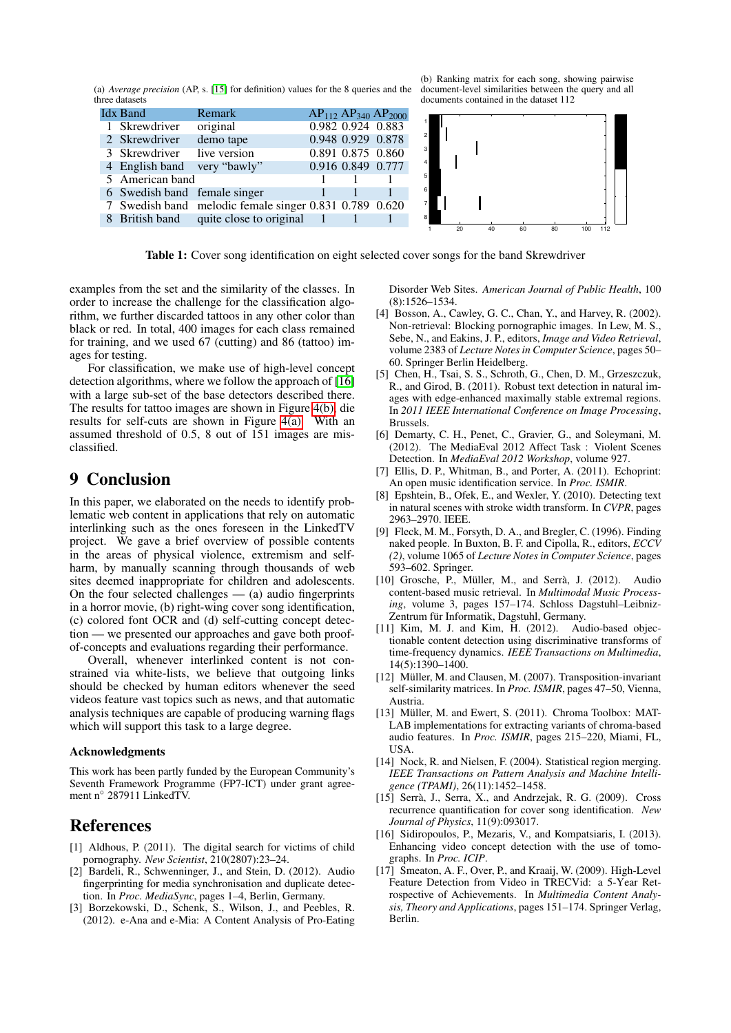(a) *Average precision* (AP, s. [15] for definition) values for the 8 queries and the three datasets

| Idx | Band | Remark | $AP_{112}$ | $AP_{340}$ | $AP_{2000}$ |
|---|---|---|---|---|---|
| 1 | Skrewdriver | original | 0.982 | 0.924 | 0.883 |
| 2 | Skrewdriver | demo tape | 0.948 | 0.929 | 0.878 |
| 3 | Skrewdriver | live version | 0.891 | 0.875 | 0.860 |
| 4 | English band | very “bawly” | 0.916 | 0.849 | 0.777 |
| 5 | American band | | 1 | 1 | 1 |
| 6 | Swedish band | female singer | 1 | 1 | 1 |
| 7 | Swedish band | melodic female singer | 0.831 | 0.789 | 0.620 |
| 8 | British band | quite close to original | 1 | 1 | 1 |

(b) Ranking matrix for each song, showing pairwise document-level similarities between the query and all documents contained in the dataset 112

**Table 1:** Cover song identification on eight selected cover songs for the band Skrewdriver

examples from the set and the similarity of the classes. In order to increase the challenge for the classification algorithm, we further discarded tattoos in any other color than black or red. In total, 400 images for each class remained for training, and we used 67 (cutting) and 86 (tattoo) images for testing.

For classification, we make use of high-level concept detection algorithms, where we follow the approach of [16] with a large sub-set of the base detectors described there. The results for tattoo images are shown in Figure 4(b), die results for self-cuts are shown in Figure 4(a). With an assumed threshold of 0.5, 8 out of 151 images are misclassified.

# 9 Conclusion

In this paper, we elaborated on the needs to identify problematic web content in applications that rely on automatic interlinking such as the ones foreseen in the LinkedTV project. We gave a brief overview of possible contents in the areas of physical violence, extremism and self-harm, by manually scanning through thousands of web sites deemed inappropriate for children and adolescents. On the four selected challenges — (a) audio fingerprints in a horror movie, (b) right-wing cover song identification, (c) colored font OCR and (d) self-cutting concept detection — we presented our approaches and gave both proof-of-concepts and evaluations regarding their performance.

Overall, whenever interlinked content is not constrained via white-lists, we believe that outgoing links should be checked by human editors whenever the seed videos feature vast topics such as news, and that automatic analysis techniques are capable of producing warning flags which will support this task to a large degree.

### Acknowledgments

This work has been partly funded by the European Community's Seventh Framework Programme (FP7-ICT) under grant agreement n° 287911 LinkedTV.

# References

[1] Aldhous, P. (2011). The digital search for victims of child pornography. *New Scientist*, 210(2807):23–24.

[2] Bardeli, R., Schwenninger, J., and Stein, D. (2012). Audio fingerprinting for media synchronisation and duplicate detection. In *Proc. MediaSync*, pages 1–4, Berlin, Germany.

[3] Borzekowski, D., Schenk, S., Wilson, J., and Peebles, R. (2012). e-Ana and e-Mia: A Content Analysis of Pro-Eating Disorder Web Sites. *American Journal of Public Health*, 100 (8):1526–1534.

[4] Bosson, A., Cawley, G. C., Chan, Y., and Harvey, R. (2002). Non-retrieval: Blocking pornographic images. In Lew, M. S., Sebe, N., and Eakins, J. P., editors, *Image and Video Retrieval*, volume 2383 of *Lecture Notes in Computer Science*, pages 50–60. Springer Berlin Heidelberg.

[5] Chen, H., Tsai, S. S., Schroth, G., Chen, D. M., Grzeszczuk, R., and Girod, B. (2011). Robust text detection in natural images with edge-enhanced maximally stable extremal regions. In *2011 IEEE International Conference on Image Processing*, Brussels.

[6] Demarty, C. H., Penet, C., Gravier, G., and Soleymani, M. (2012). The MediaEval 2012 Affect Task : Violent Scenes Detection. In *MediaEval 2012 Workshop*, volume 927.

[7] Ellis, D. P., Whitman, B., and Porter, A. (2011). Echoprint: An open music identification service. In *Proc. ISMIR*.

[8] Epshtein, B., Ofek, E., and Wexler, Y. (2010). Detecting text in natural scenes with stroke width transform. In *CVPR*, pages 2963–2970. IEEE.

[9] Fleck, M. M., Forsyth, D. A., and Bregler, C. (1996). Finding naked people. In Buxton, B. F. and Cipolla, R., editors, *ECCV (2)*, volume 1065 of *Lecture Notes in Computer Science*, pages 593–602. Springer.

[10] Grosche, P., Müller, M., and Serrà, J. (2012). Audio content-based music retrieval. In *Multimodal Music Processing*, volume 3, pages 157–174. Schloss Dagstuhl–Leibniz-Zentrum für Informatik, Dagstuhl, Germany.

[11] Kim, M. J. and Kim, H. (2012). Audio-based objectionable content detection using discriminative transforms of time-frequency dynamics. *IEEE Transactions on Multimedia*, 14(5):1390–1400.

[12] Müller, M. and Clausen, M. (2007). Transposition-invariant self-similarity matrices. In *Proc. ISMIR*, pages 47–50, Vienna, Austria.

[13] Müller, M. and Ewert, S. (2011). Chroma Toolbox: MATLAB implementations for extracting variants of chroma-based audio features. In *Proc. ISMIR*, pages 215–220, Miami, FL, USA.

[14] Nock, R. and Nielsen, F. (2004). Statistical region merging. *IEEE Transactions on Pattern Analysis and Machine Intelligence (TPAMI)*, 26(11):1452–1458.

[15] Serrà, J., Serra, X., and Andrzejak, R. G. (2009). Cross recurrence quantification for cover song identification. *New Journal of Physics*, 11(9):093017.

[16] Sidiropoulos, P., Mezaris, V., and Kompatsiaris, I. (2013). Enhancing video concept detection with the use of tomographs. In *Proc. ICIP*.

[17] Smeaton, A. F., Over, P., and Kraaij, W. (2009). High-Level Feature Detection from Video in TRECVid: a 5-Year Retrospective of Achievements. In *Multimedia Content Analysis, Theory and Applications*, pages 151–174. Springer Verlag, Berlin.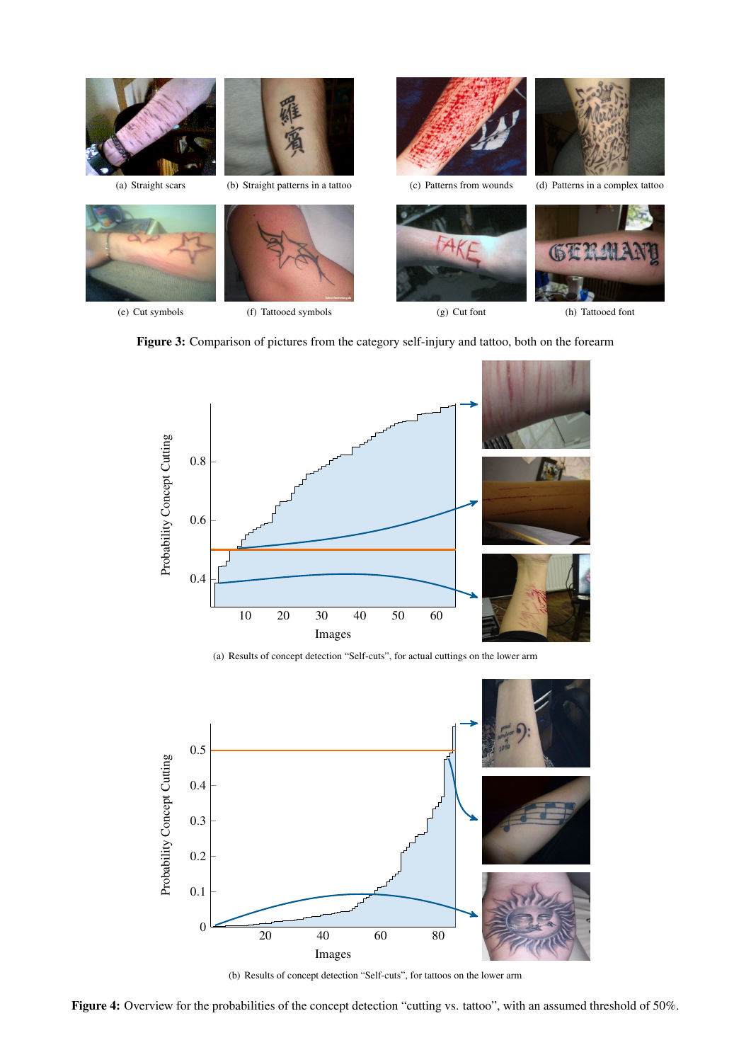(a) Straight scars

(b) Straight patterns in a tattoo

(c) Patterns from wounds

(d) Patterns in a complex tattoo

(e) Cut symbols

(f) Tattooed symbols

(g) Cut font

(h) Tattooed font

**Figure 3:** Comparison of pictures from the category self-injury and tattoo, both on the forearm

Probability Concept Cutting

0.8

0.6

0.4

10 20 30 40 50 60

Images

(a) Results of concept detection "Self-cuts", for actual cuttings on the lower arm

Probability Concept Cutting

0.5

0.4

0.3

0.2

0.1

0

20 40 60 80

Images

(b) Results of concept detection "Self-cuts", for tattoos on the lower arm

**Figure 4:** Overview for the probabilities of the concept detection "cutting vs. tattoo", with an assumed threshold of 50%.